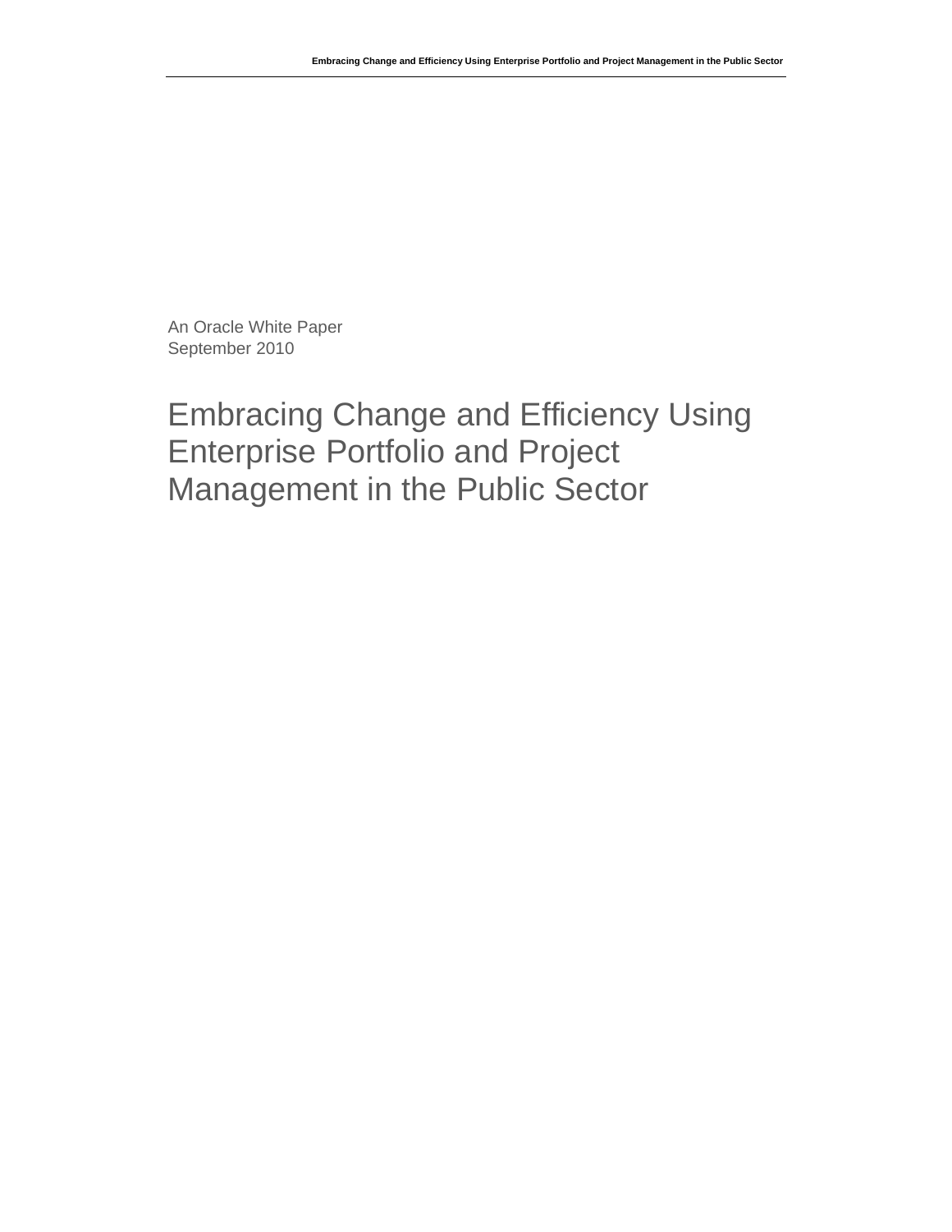An Oracle White Paper
September 2010

# Embracing Change and Efficiency Using Enterprise Portfolio and Project Management in the Public Sector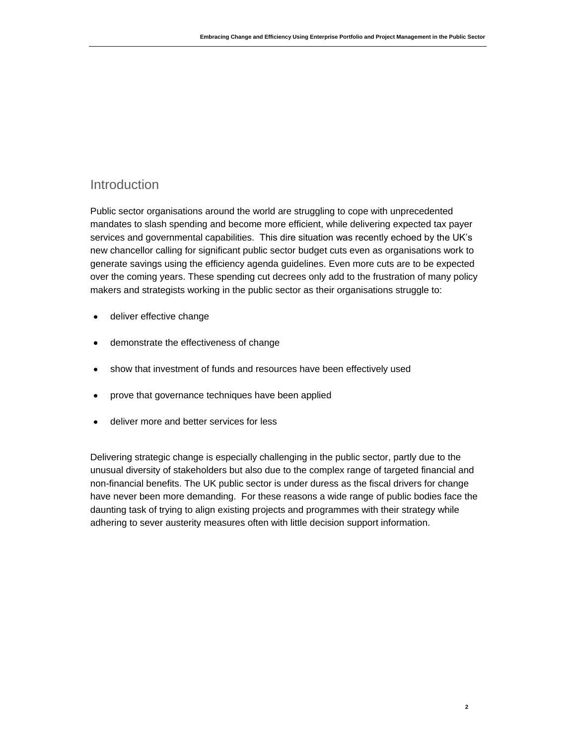## Introduction

Public sector organisations around the world are struggling to cope with unprecedented mandates to slash spending and become more efficient, while delivering expected tax payer services and governmental capabilities. This dire situation was recently echoed by the UK's new chancellor calling for significant public sector budget cuts even as organisations work to generate savings using the efficiency agenda guidelines. Even more cuts are to be expected over the coming years. These spending cut decrees only add to the frustration of many policy makers and strategists working in the public sector as their organisations struggle to:

- deliver effective change
- demonstrate the effectiveness of change
- show that investment of funds and resources have been effectively used
- prove that governance techniques have been applied
- deliver more and better services for less

Delivering strategic change is especially challenging in the public sector, partly due to the unusual diversity of stakeholders but also due to the complex range of targeted financial and non-financial benefits. The UK public sector is under duress as the fiscal drivers for change have never been more demanding. For these reasons a wide range of public bodies face the daunting task of trying to align existing projects and programmes with their strategy while adhering to sever austerity measures often with little decision support information.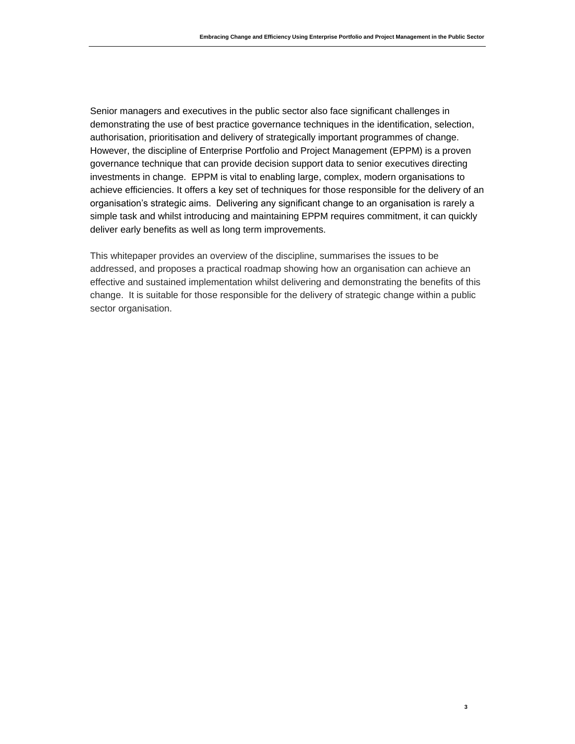Senior managers and executives in the public sector also face significant challenges in demonstrating the use of best practice governance techniques in the identification, selection, authorisation, prioritisation and delivery of strategically important programmes of change. However, the discipline of Enterprise Portfolio and Project Management (EPPM) is a proven governance technique that can provide decision support data to senior executives directing investments in change. EPPM is vital to enabling large, complex, modern organisations to achieve efficiencies. It offers a key set of techniques for those responsible for the delivery of an organisation's strategic aims. Delivering any significant change to an organisation is rarely a simple task and whilst introducing and maintaining EPPM requires commitment, it can quickly deliver early benefits as well as long term improvements.

This whitepaper provides an overview of the discipline, summarises the issues to be addressed, and proposes a practical roadmap showing how an organisation can achieve an effective and sustained implementation whilst delivering and demonstrating the benefits of this change. It is suitable for those responsible for the delivery of strategic change within a public sector organisation.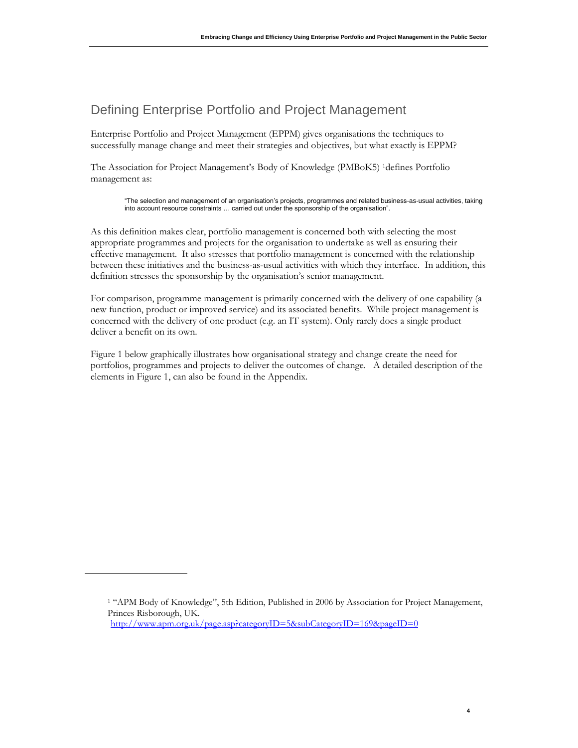## Defining Enterprise Portfolio and Project Management

Enterprise Portfolio and Project Management (EPPM) gives organisations the techniques to successfully manage change and meet their strategies and objectives, but what exactly is EPPM?

The Association for Project Management's Body of Knowledge (PMBoK5) [1]defines Portfolio management as:

> "The selection and management of an organisation's projects, programmes and related business-as-usual activities, taking into account resource constraints … carried out under the sponsorship of the organisation".

As this definition makes clear, portfolio management is concerned both with selecting the most appropriate programmes and projects for the organisation to undertake as well as ensuring their effective management. It also stresses that portfolio management is concerned with the relationship between these initiatives and the business-as-usual activities with which they interface. In addition, this definition stresses the sponsorship by the organisation's senior management.

For comparison, programme management is primarily concerned with the delivery of one capability (a new function, product or improved service) and its associated benefits. While project management is concerned with the delivery of one product (e.g. an IT system). Only rarely does a single product deliver a benefit on its own.

Figure 1 below graphically illustrates how organisational strategy and change create the need for portfolios, programmes and projects to deliver the outcomes of change. A detailed description of the elements in Figure 1, can also be found in the Appendix.

---

[1] "APM Body of Knowledge", 5th Edition, Published in 2006 by Association for Project Management, Princes Risborough, UK.
http://www.apm.org.uk/page.asp?categoryID=5&subCategoryID=169&pageID=0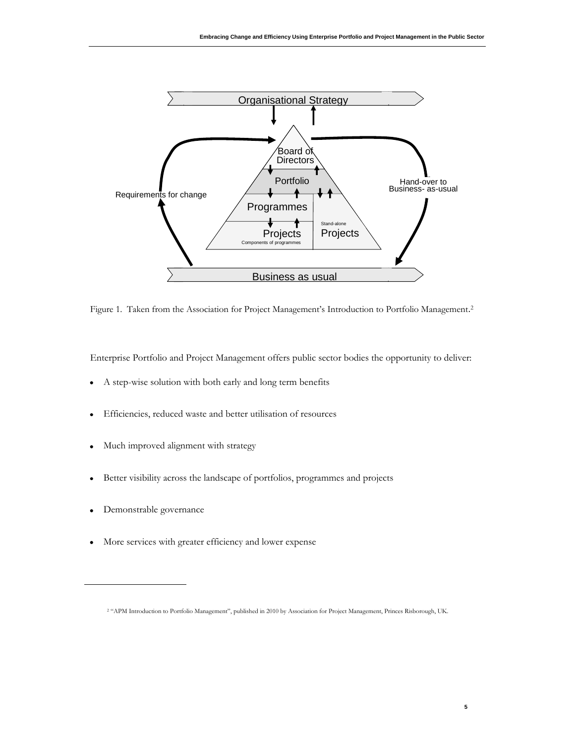Figure 1. Taken from the Association for Project Management's Introduction to Portfolio Management.[2]

Enterprise Portfolio and Project Management offers public sector bodies the opportunity to deliver:

- A step-wise solution with both early and long term benefits
- Efficiencies, reduced waste and better utilisation of resources
- Much improved alignment with strategy
- Better visibility across the landscape of portfolios, programmes and projects
- Demonstrable governance
- More services with greater efficiency and lower expense

[2] "APM Introduction to Portfolio Management", published in 2010 by Association for Project Management, Princes Risborough, UK.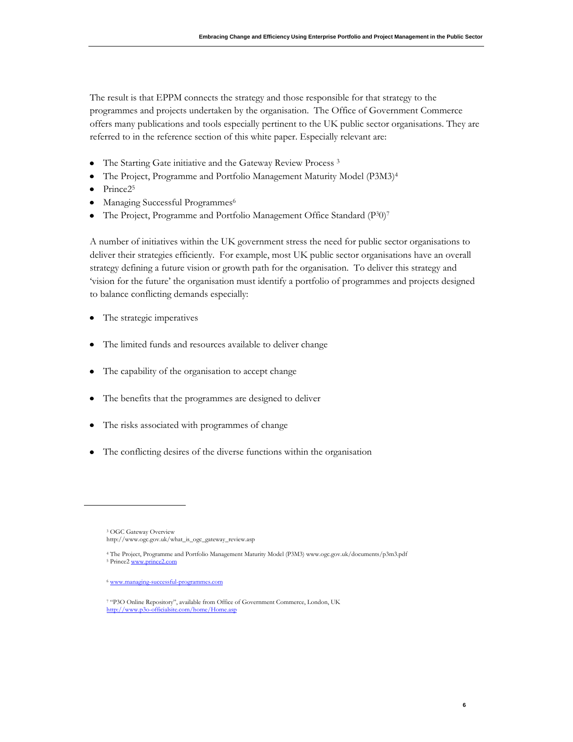The result is that EPPM connects the strategy and those responsible for that strategy to the programmes and projects undertaken by the organisation. The Office of Government Commerce offers many publications and tools especially pertinent to the UK public sector organisations. They are referred to in the reference section of this white paper. Especially relevant are:

- The Starting Gate initiative and the Gateway Review Process [3]
- The Project, Programme and Portfolio Management Maturity Model (P3M3)[4]
- Prince2[5]
- Managing Successful Programmes[6]
- The Project, Programme and Portfolio Management Office Standard ($P^3O$)[7]

A number of initiatives within the UK government stress the need for public sector organisations to deliver their strategies efficiently. For example, most UK public sector organisations have an overall strategy defining a future vision or growth path for the organisation. To deliver this strategy and 'vision for the future' the organisation must identify a portfolio of programmes and projects designed to balance conflicting demands especially:

- The strategic imperatives
- The limited funds and resources available to deliver change
- The capability of the organisation to accept change
- The benefits that the programmes are designed to deliver
- The risks associated with programmes of change
- The conflicting desires of the diverse functions within the organisation

---

[3] OGC Gateway Overview
http://www.ogc.gov.uk/what_is_ogc_gateway_review.asp

[4] The Project, Programme and Portfolio Management Maturity Model (P3M3) www.ogc.gov.uk/documents/p3m3.pdf

[5] Prince2 www.prince2.com

[6] www.managing-successful-programmes.com

[7] "P3O Online Repository", available from Office of Government Commerce, London, UK
http://www.p3o-officialsite.com/home/Home.asp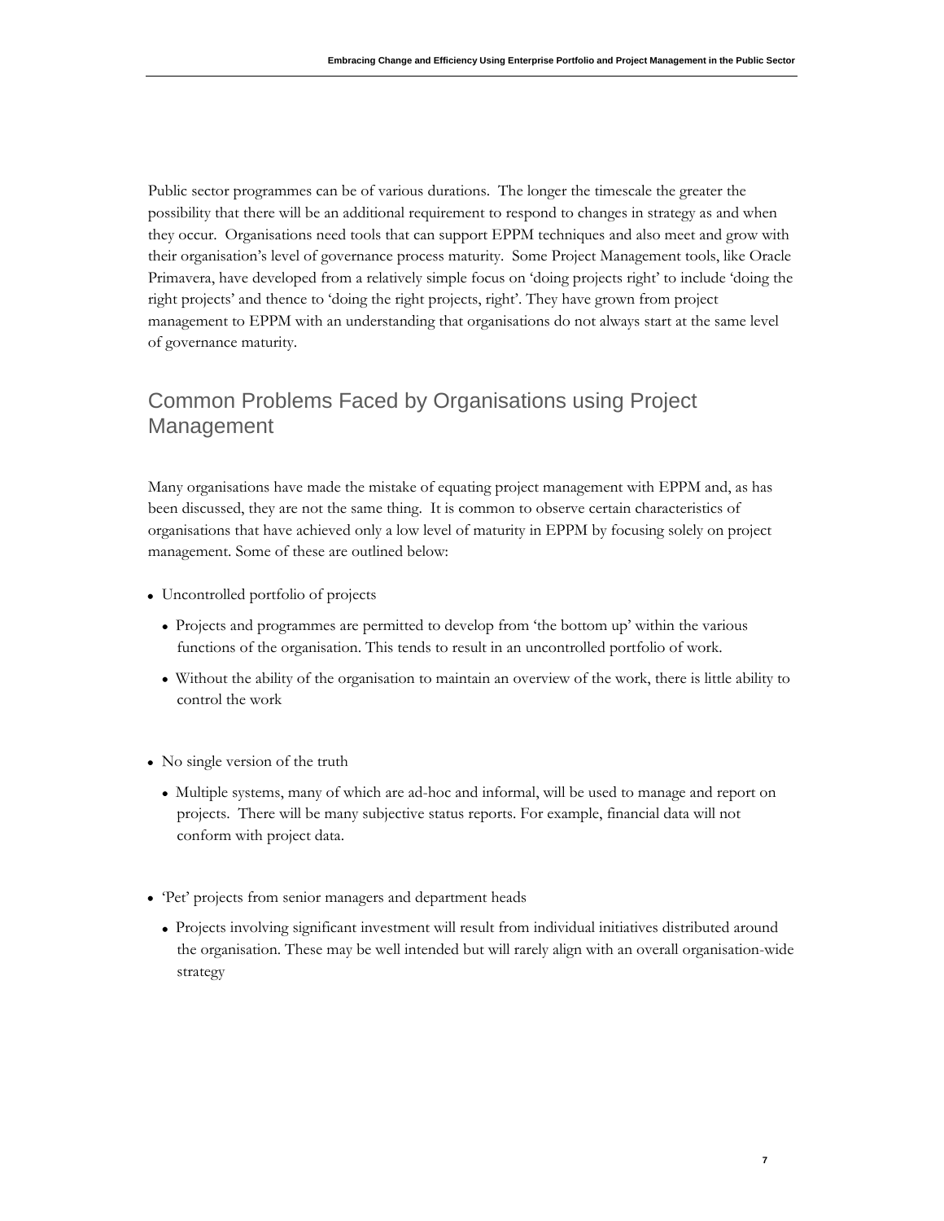Public sector programmes can be of various durations. The longer the timescale the greater the possibility that there will be an additional requirement to respond to changes in strategy as and when they occur. Organisations need tools that can support EPPM techniques and also meet and grow with their organisation's level of governance process maturity. Some Project Management tools, like Oracle Primavera, have developed from a relatively simple focus on 'doing projects right' to include 'doing the right projects' and thence to 'doing the right projects, right'. They have grown from project management to EPPM with an understanding that organisations do not always start at the same level of governance maturity.

## Common Problems Faced by Organisations using Project Management

Many organisations have made the mistake of equating project management with EPPM and, as has been discussed, they are not the same thing. It is common to observe certain characteristics of organisations that have achieved only a low level of maturity in EPPM by focusing solely on project management. Some of these are outlined below:

- Uncontrolled portfolio of projects
  - Projects and programmes are permitted to develop from 'the bottom up' within the various functions of the organisation. This tends to result in an uncontrolled portfolio of work.
  - Without the ability of the organisation to maintain an overview of the work, there is little ability to control the work

- No single version of the truth
  - Multiple systems, many of which are ad-hoc and informal, will be used to manage and report on projects. There will be many subjective status reports. For example, financial data will not conform with project data.

- 'Pet' projects from senior managers and department heads
  - Projects involving significant investment will result from individual initiatives distributed around the organisation. These may be well intended but will rarely align with an overall organisation-wide strategy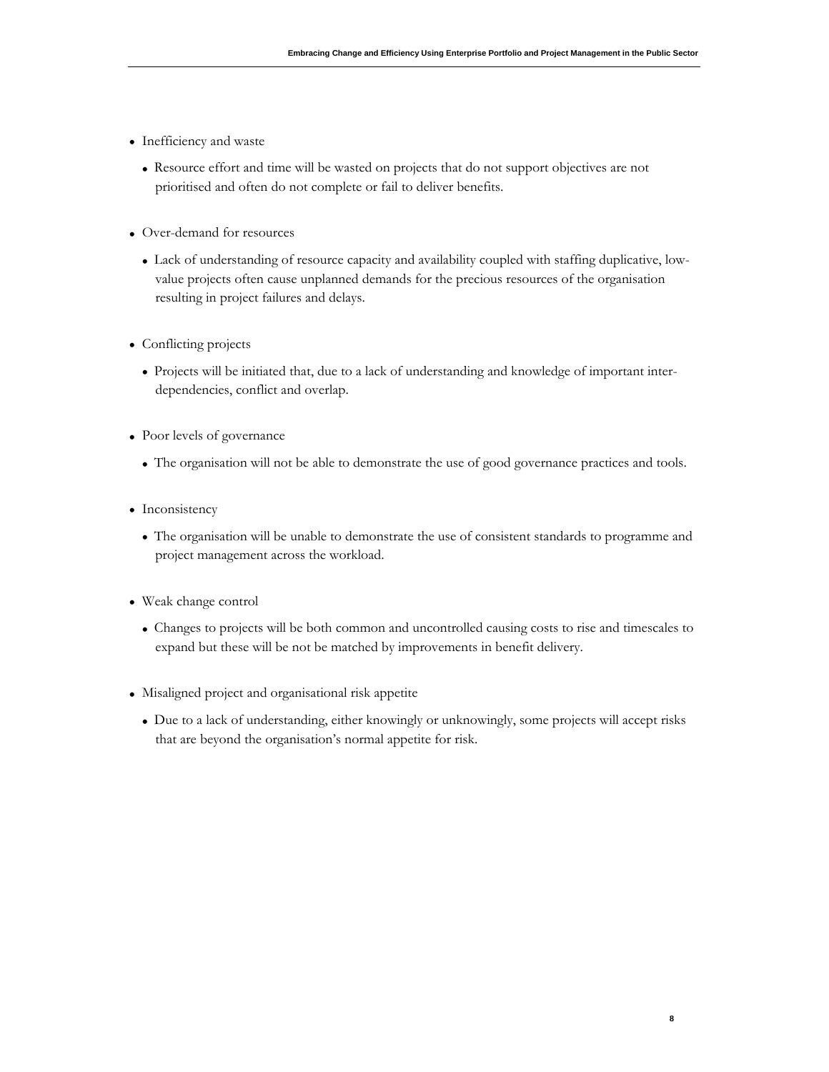- Inefficiency and waste
  - Resource effort and time will be wasted on projects that do not support objectives are not prioritised and often do not complete or fail to deliver benefits.
- Over-demand for resources
  - Lack of understanding of resource capacity and availability coupled with staffing duplicative, low-value projects often cause unplanned demands for the precious resources of the organisation resulting in project failures and delays.
- Conflicting projects
  - Projects will be initiated that, due to a lack of understanding and knowledge of important inter-dependencies, conflict and overlap.
- Poor levels of governance
  - The organisation will not be able to demonstrate the use of good governance practices and tools.
- Inconsistency
  - The organisation will be unable to demonstrate the use of consistent standards to programme and project management across the workload.
- Weak change control
  - Changes to projects will be both common and uncontrolled causing costs to rise and timescales to expand but these will be not be matched by improvements in benefit delivery.
- Misaligned project and organisational risk appetite
  - Due to a lack of understanding, either knowingly or unknowingly, some projects will accept risks that are beyond the organisation's normal appetite for risk.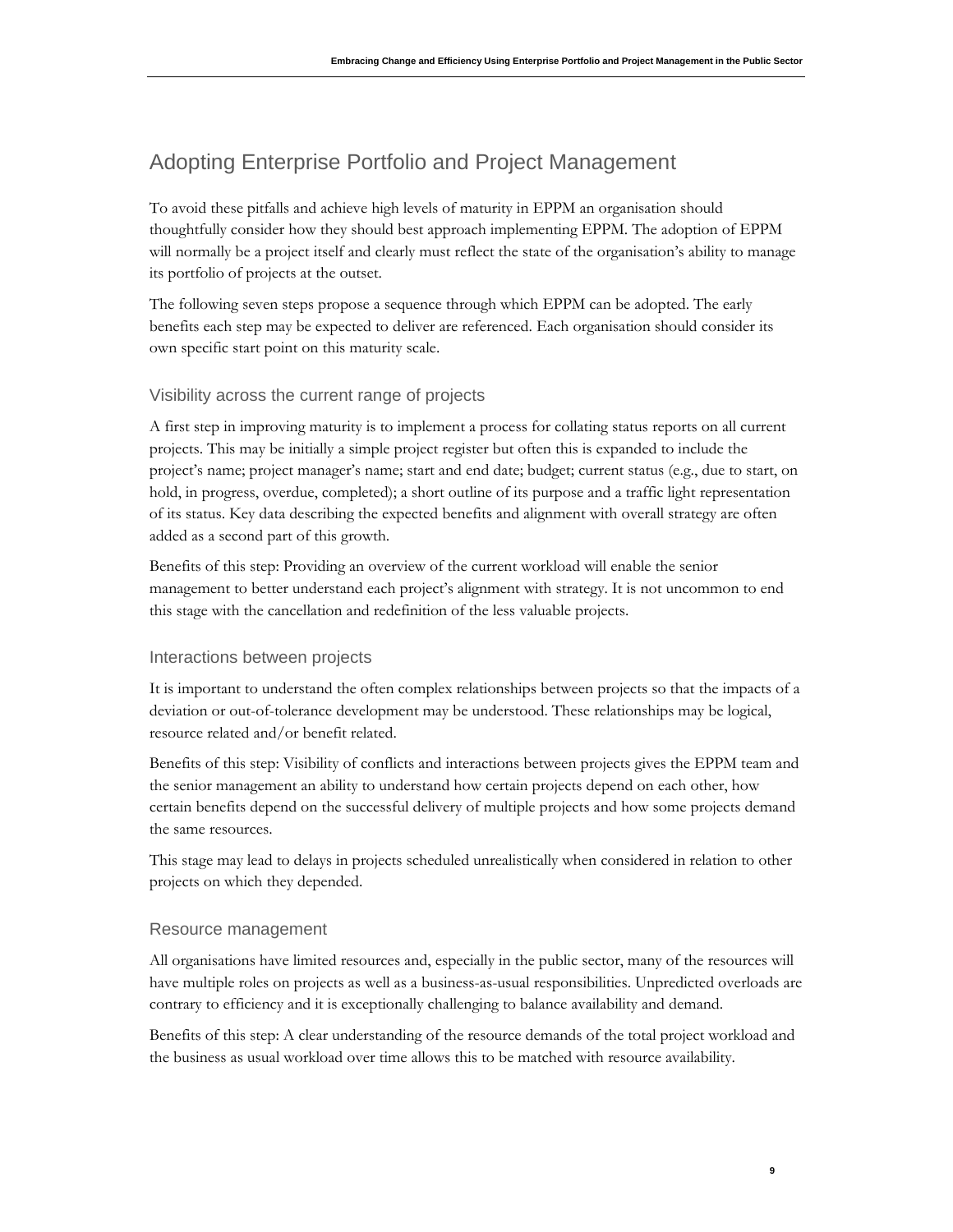## Adopting Enterprise Portfolio and Project Management

To avoid these pitfalls and achieve high levels of maturity in EPPM an organisation should thoughtfully consider how they should best approach implementing EPPM. The adoption of EPPM will normally be a project itself and clearly must reflect the state of the organisation's ability to manage its portfolio of projects at the outset.

The following seven steps propose a sequence through which EPPM can be adopted. The early benefits each step may be expected to deliver are referenced. Each organisation should consider its own specific start point on this maturity scale.

### Visibility across the current range of projects

A first step in improving maturity is to implement a process for collating status reports on all current projects. This may be initially a simple project register but often this is expanded to include the project's name; project manager's name; start and end date; budget; current status (e.g., due to start, on hold, in progress, overdue, completed); a short outline of its purpose and a traffic light representation of its status. Key data describing the expected benefits and alignment with overall strategy are often added as a second part of this growth.

Benefits of this step: Providing an overview of the current workload will enable the senior management to better understand each project's alignment with strategy. It is not uncommon to end this stage with the cancellation and redefinition of the less valuable projects.

### Interactions between projects

It is important to understand the often complex relationships between projects so that the impacts of a deviation or out-of-tolerance development may be understood. These relationships may be logical, resource related and/or benefit related.

Benefits of this step: Visibility of conflicts and interactions between projects gives the EPPM team and the senior management an ability to understand how certain projects depend on each other, how certain benefits depend on the successful delivery of multiple projects and how some projects demand the same resources.

This stage may lead to delays in projects scheduled unrealistically when considered in relation to other projects on which they depended.

### Resource management

All organisations have limited resources and, especially in the public sector, many of the resources will have multiple roles on projects as well as a business-as-usual responsibilities. Unpredicted overloads are contrary to efficiency and it is exceptionally challenging to balance availability and demand.

Benefits of this step: A clear understanding of the resource demands of the total project workload and the business as usual workload over time allows this to be matched with resource availability.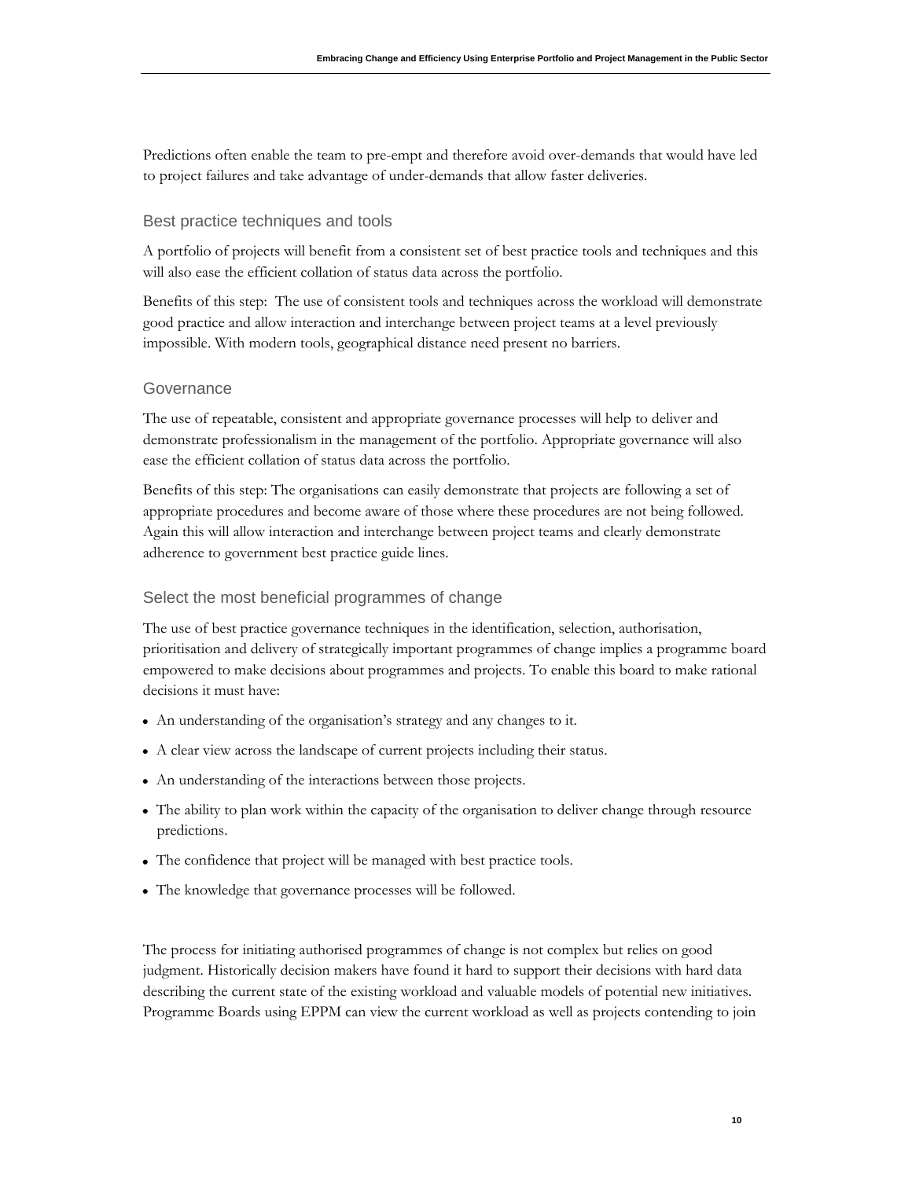Predictions often enable the team to pre-empt and therefore avoid over-demands that would have led to project failures and take advantage of under-demands that allow faster deliveries.

### Best practice techniques and tools

A portfolio of projects will benefit from a consistent set of best practice tools and techniques and this will also ease the efficient collation of status data across the portfolio.

Benefits of this step: The use of consistent tools and techniques across the workload will demonstrate good practice and allow interaction and interchange between project teams at a level previously impossible. With modern tools, geographical distance need present no barriers.

### Governance

The use of repeatable, consistent and appropriate governance processes will help to deliver and demonstrate professionalism in the management of the portfolio. Appropriate governance will also ease the efficient collation of status data across the portfolio.

Benefits of this step: The organisations can easily demonstrate that projects are following a set of appropriate procedures and become aware of those where these procedures are not being followed. Again this will allow interaction and interchange between project teams and clearly demonstrate adherence to government best practice guide lines.

### Select the most beneficial programmes of change

The use of best practice governance techniques in the identification, selection, authorisation, prioritisation and delivery of strategically important programmes of change implies a programme board empowered to make decisions about programmes and projects. To enable this board to make rational decisions it must have:

- An understanding of the organisation's strategy and any changes to it.
- A clear view across the landscape of current projects including their status.
- An understanding of the interactions between those projects.
- The ability to plan work within the capacity of the organisation to deliver change through resource predictions.
- The confidence that project will be managed with best practice tools.
- The knowledge that governance processes will be followed.

The process for initiating authorised programmes of change is not complex but relies on good judgment. Historically decision makers have found it hard to support their decisions with hard data describing the current state of the existing workload and valuable models of potential new initiatives. Programme Boards using EPPM can view the current workload as well as projects contending to join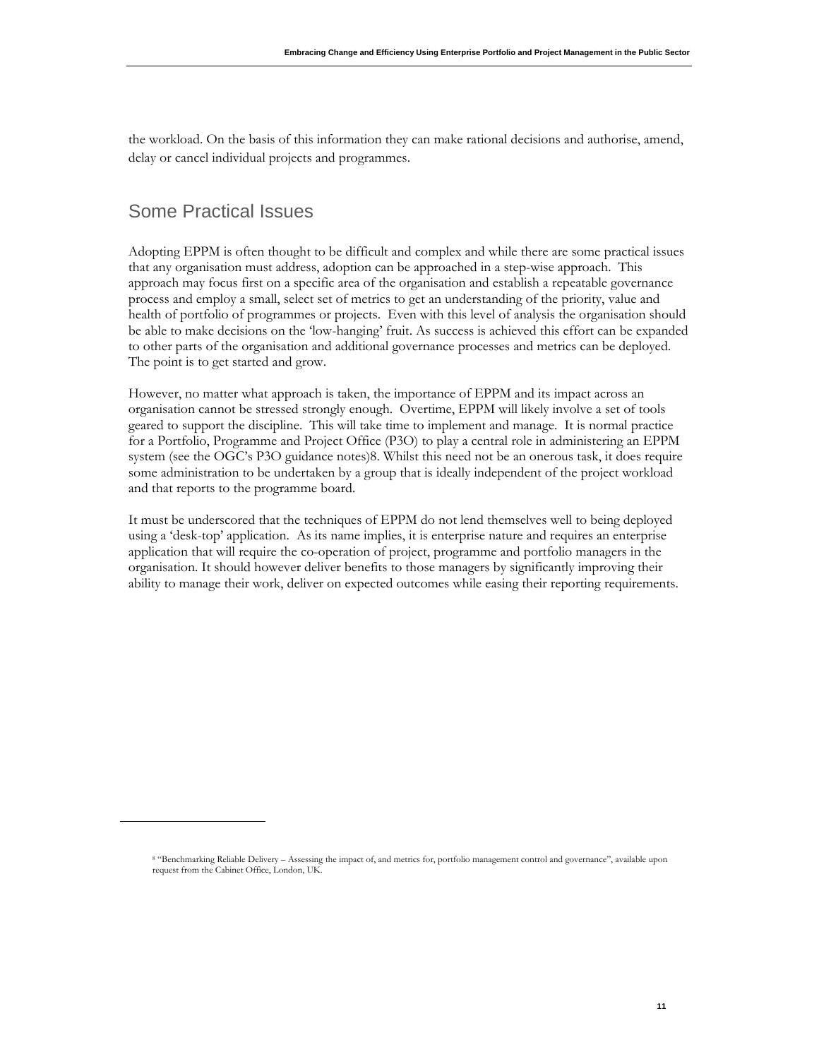the workload. On the basis of this information they can make rational decisions and authorise, amend, delay or cancel individual projects and programmes.

## Some Practical Issues

Adopting EPPM is often thought to be difficult and complex and while there are some practical issues that any organisation must address, adoption can be approached in a step-wise approach. This approach may focus first on a specific area of the organisation and establish a repeatable governance process and employ a small, select set of metrics to get an understanding of the priority, value and health of portfolio of programmes or projects. Even with this level of analysis the organisation should be able to make decisions on the 'low-hanging' fruit. As success is achieved this effort can be expanded to other parts of the organisation and additional governance processes and metrics can be deployed. The point is to get started and grow.

However, no matter what approach is taken, the importance of EPPM and its impact across an organisation cannot be stressed strongly enough. Overtime, EPPM will likely involve a set of tools geared to support the discipline. This will take time to implement and manage. It is normal practice for a Portfolio, Programme and Project Office (P3O) to play a central role in administering an EPPM system (see the OGC's P3O guidance notes)[8]. Whilst this need not be an onerous task, it does require some administration to be undertaken by a group that is ideally independent of the project workload and that reports to the programme board.

It must be underscored that the techniques of EPPM do not lend themselves well to being deployed using a 'desk-top' application. As its name implies, it is enterprise nature and requires an enterprise application that will require the co-operation of project, programme and portfolio managers in the organisation. It should however deliver benefits to those managers by significantly improving their ability to manage their work, deliver on expected outcomes while easing their reporting requirements.

---

[8] "Benchmarking Reliable Delivery – Assessing the impact of, and metrics for, portfolio management control and governance", available upon request from the Cabinet Office, London, UK.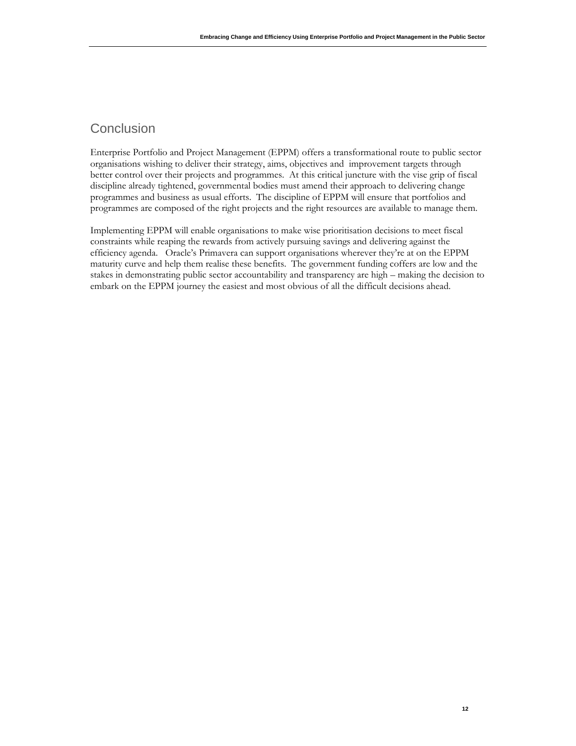## Conclusion

Enterprise Portfolio and Project Management (EPPM) offers a transformational route to public sector organisations wishing to deliver their strategy, aims, objectives and improvement targets through better control over their projects and programmes. At this critical juncture with the vise grip of fiscal discipline already tightened, governmental bodies must amend their approach to delivering change programmes and business as usual efforts. The discipline of EPPM will ensure that portfolios and programmes are composed of the right projects and the right resources are available to manage them.

Implementing EPPM will enable organisations to make wise prioritisation decisions to meet fiscal constraints while reaping the rewards from actively pursuing savings and delivering against the efficiency agenda. Oracle's Primavera can support organisations wherever they're at on the EPPM maturity curve and help them realise these benefits. The government funding coffers are low and the stakes in demonstrating public sector accountability and transparency are high – making the decision to embark on the EPPM journey the easiest and most obvious of all the difficult decisions ahead.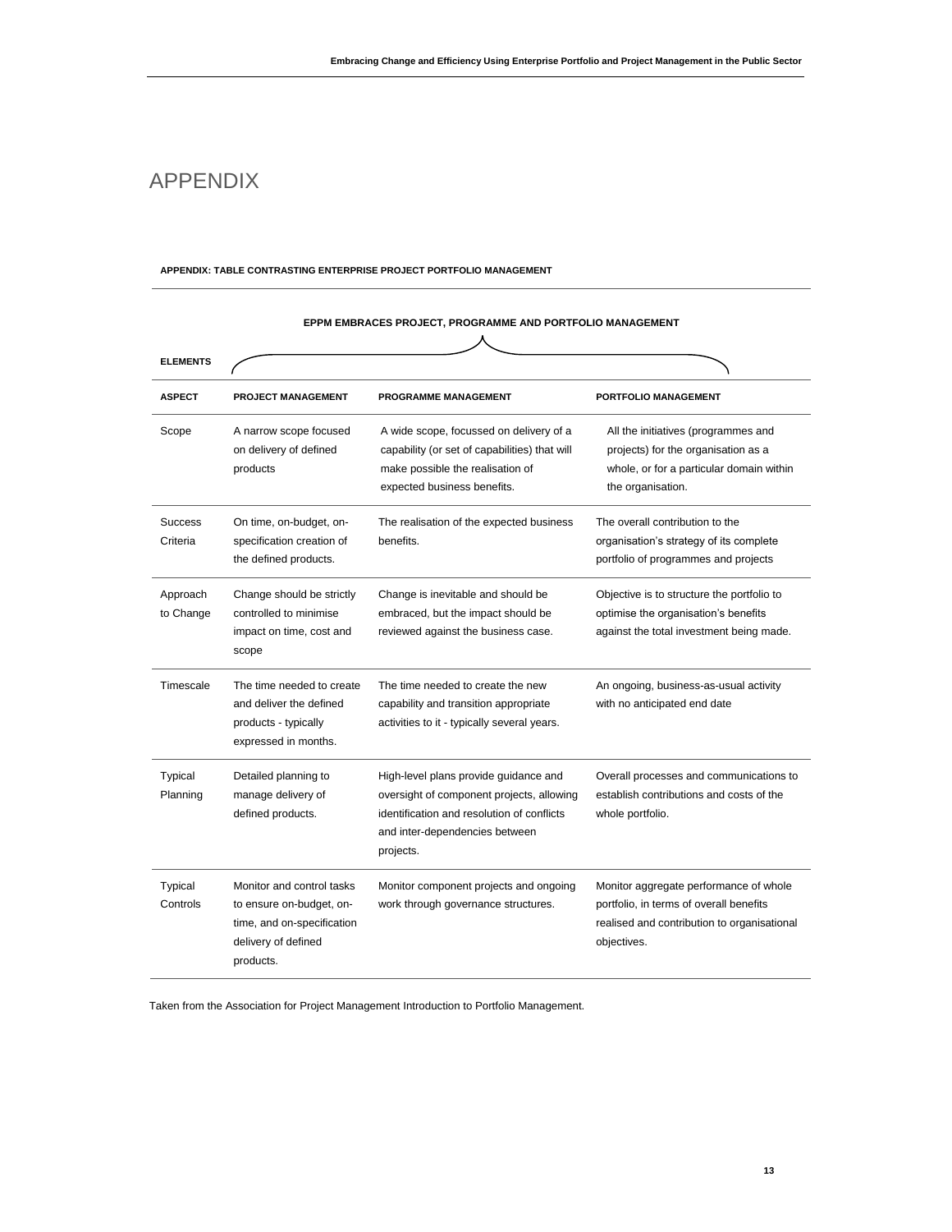# APPENDIX

**APPENDIX: TABLE CONTRASTING ENTERPRISE PROJECT PORTFOLIO MANAGEMENT**

**EPPM EMBRACES PROJECT, PROGRAMME AND PORTFOLIO MANAGEMENT**

| **ELEMENTS** | | | |
|---|---|---|---|
| **ASPECT** | **PROJECT MANAGEMENT** | **PROGRAMME MANAGEMENT** | **PORTFOLIO MANAGEMENT** |
| Scope | A narrow scope focused on delivery of defined products | A wide scope, focussed on delivery of a capability (or set of capabilities) that will make possible the realisation of expected business benefits. | All the initiatives (programmes and projects) for the organisation as a whole, or for a particular domain within the organisation. |
| Success Criteria | On time, on-budget, on-specification creation of the defined products. | The realisation of the expected business benefits. | The overall contribution to the organisation's strategy of its complete portfolio of programmes and projects |
| Approach to Change | Change should be strictly controlled to minimise impact on time, cost and scope | Change is inevitable and should be embraced, but the impact should be reviewed against the business case. | Objective is to structure the portfolio to optimise the organisation's benefits against the total investment being made. |
| Timescale | The time needed to create and deliver the defined products - typically expressed in months. | The time needed to create the new capability and transition appropriate activities to it - typically several years. | An ongoing, business-as-usual activity with no anticipated end date |
| Typical Planning | Detailed planning to manage delivery of defined products. | High-level plans provide guidance and oversight of component projects, allowing identification and resolution of conflicts and inter-dependencies between projects. | Overall processes and communications to establish contributions and costs of the whole portfolio. |
| Typical Controls | Monitor and control tasks to ensure on-budget, on-time, and on-specification delivery of defined products. | Monitor component projects and ongoing work through governance structures. | Monitor aggregate performance of whole portfolio, in terms of overall benefits realised and contribution to organisational objectives. |

Taken from the Association for Project Management Introduction to Portfolio Management.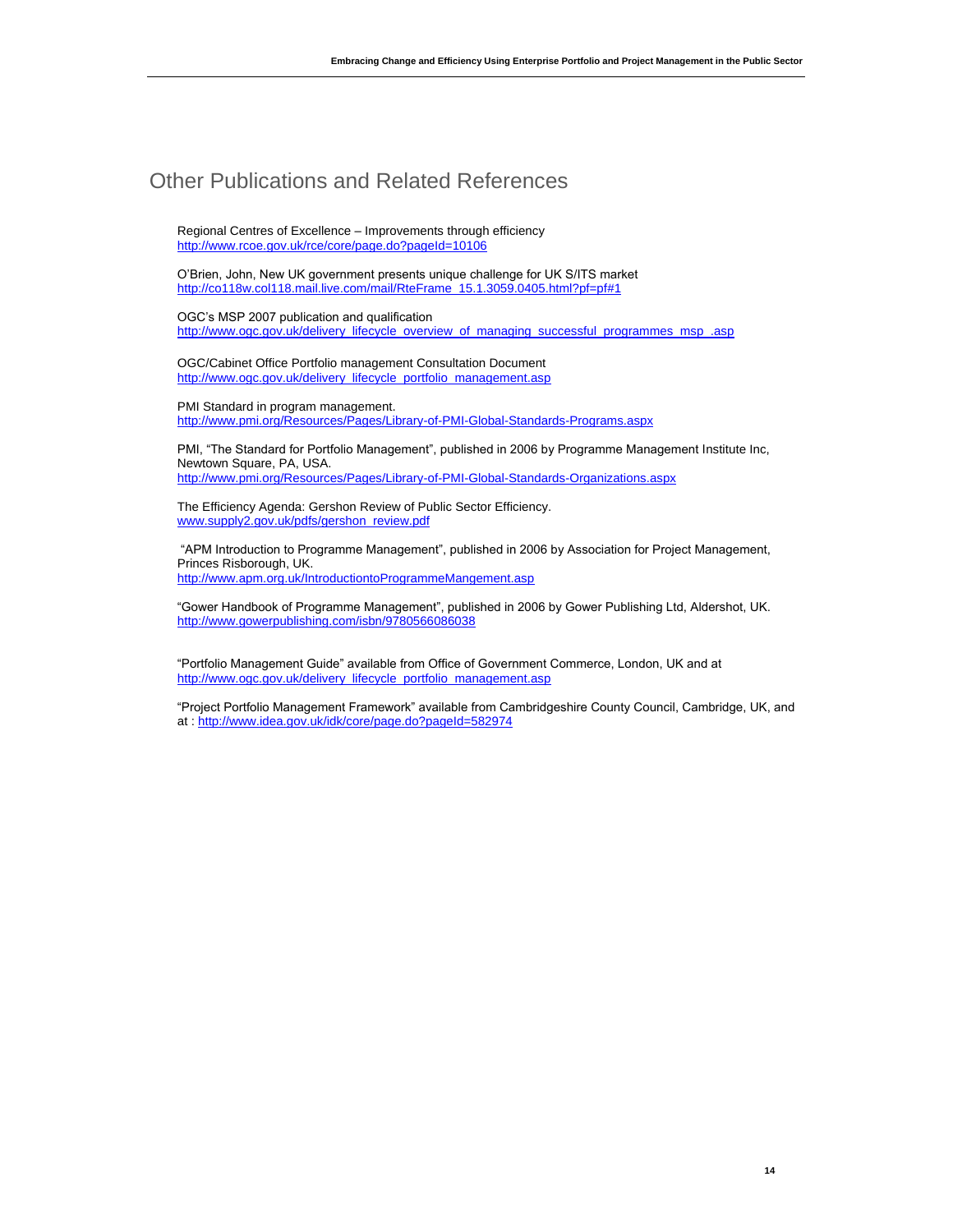## Other Publications and Related References

Regional Centres of Excellence – Improvements through efficiency
http://www.rcoe.gov.uk/rce/core/page.do?pageId=10106

O'Brien, John, New UK government presents unique challenge for UK S/ITS market
http://co118w.col118.mail.live.com/mail/RteFrame_15.1.3059.0405.html?pf=pf#1

OGC's MSP 2007 publication and qualification
http://www.ogc.gov.uk/delivery_lifecycle_overview_of_managing_successful_programmes_msp_.asp

OGC/Cabinet Office Portfolio management Consultation Document
http://www.ogc.gov.uk/delivery_lifecycle_portfolio_management.asp

PMI Standard in program management.
http://www.pmi.org/Resources/Pages/Library-of-PMI-Global-Standards-Programs.aspx

PMI, "The Standard for Portfolio Management", published in 2006 by Programme Management Institute Inc, Newtown Square, PA, USA.
http://www.pmi.org/Resources/Pages/Library-of-PMI-Global-Standards-Organizations.aspx

The Efficiency Agenda: Gershon Review of Public Sector Efficiency.
www.supply2.gov.uk/pdfs/gershon_review.pdf

"APM Introduction to Programme Management", published in 2006 by Association for Project Management, Princes Risborough, UK.
http://www.apm.org.uk/IntroductiontoProgrammeMangement.asp

"Gower Handbook of Programme Management", published in 2006 by Gower Publishing Ltd, Aldershot, UK.
http://www.gowerpublishing.com/isbn/9780566086038

"Portfolio Management Guide" available from Office of Government Commerce, London, UK and at
http://www.ogc.gov.uk/delivery_lifecycle_portfolio_management.asp

"Project Portfolio Management Framework" available from Cambridgeshire County Council, Cambridge, UK, and at : http://www.idea.gov.uk/idk/core/page.do?pageId=582974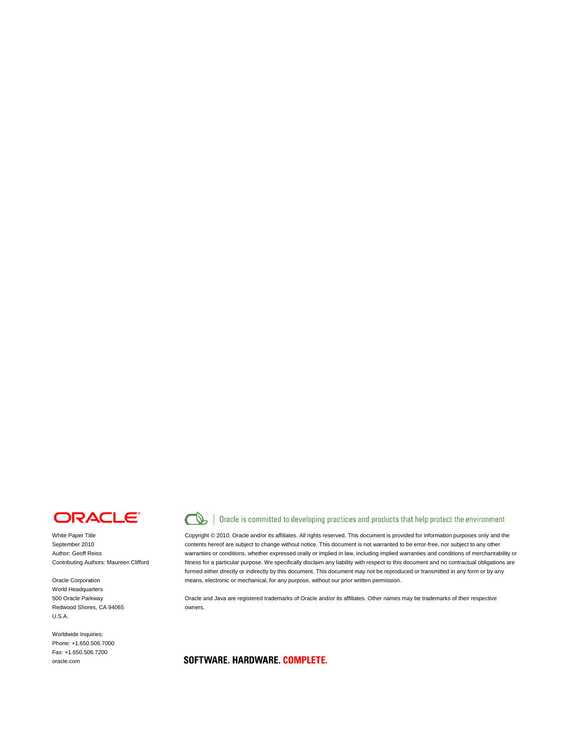ORACLE

Oracle is committed to developing practices and products that help protect the environment

White Paper Title
September 2010
Author: Geoff Reiss
Contributing Authors: Maureen Clifford

Oracle Corporation
World Headquarters
500 Oracle Parkway
Redwood Shores, CA 94065
U.S.A.

Worldwide Inquiries:
Phone: +1.650.506.7000
Fax: +1.650.506.7200
oracle.com

Copyright © 2010, Oracle and/or its affiliates. All rights reserved. This document is provided for information purposes only and the contents hereof are subject to change without notice. This document is not warranted to be error-free, nor subject to any other warranties or conditions, whether expressed orally or implied in law, including implied warranties and conditions of merchantability or fitness for a particular purpose. We specifically disclaim any liability with respect to this document and no contractual obligations are formed either directly or indirectly by this document. This document may not be reproduced or transmitted in any form or by any means, electronic or mechanical, for any purpose, without our prior written permission.

Oracle and Java are registered trademarks of Oracle and/or its affiliates. Other names may be trademarks of their respective owners.

SOFTWARE. HARDWARE. COMPLETE.